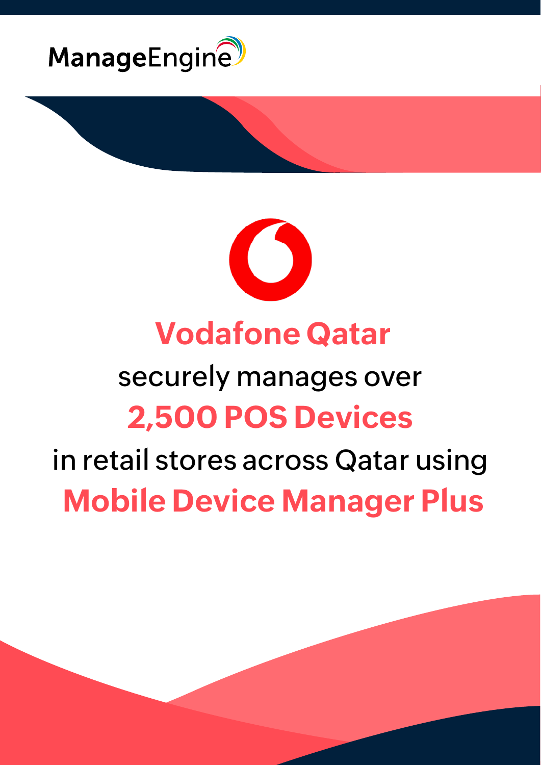ManageEngine

# Vodafone Qatar securely manages over 2,500 POS Devices in retail stores across Qatar using Mobile Device Manager Plus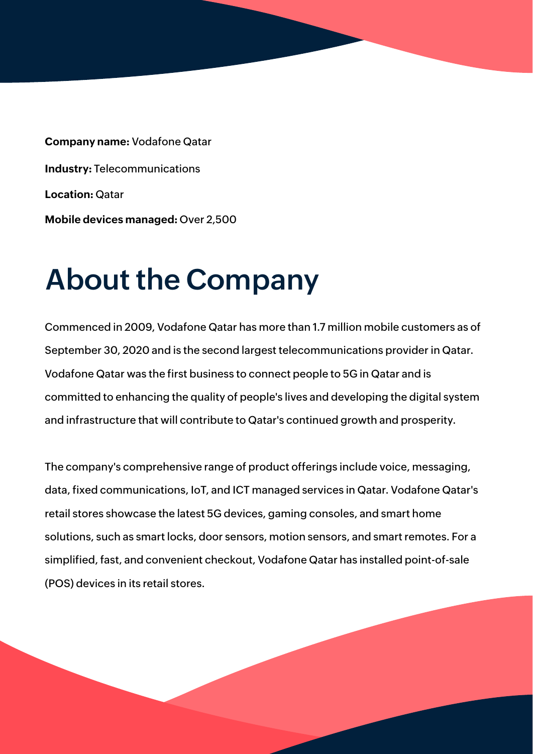**Company name:** Vodafone Qatar

**Industry:** Telecommunications

**Location:** Qatar

**Mobile devices managed:** Over 2,500

# About the Company

Commenced in 2009, Vodafone Qatar has more than 1.7 million mobile customers as of September 30, 2020 and is the second largest telecommunications provider in Qatar. Vodafone Qatar was the first business to connect people to 5G in Qatar and is committed to enhancing the quality of people's lives and developing the digital system and infrastructure that will contribute to Qatar's continued growth and prosperity.

The company's comprehensive range of product offerings include voice, messaging, data, fixed communications, IoT, and ICT managed services in Qatar. Vodafone Qatar's retail stores showcase the latest 5G devices, gaming consoles, and smart home solutions, such as smart locks, door sensors, motion sensors, and smart remotes. For a simplified, fast, and convenient checkout, Vodafone Qatar has installed point-of-sale (POS) devices in its retail stores.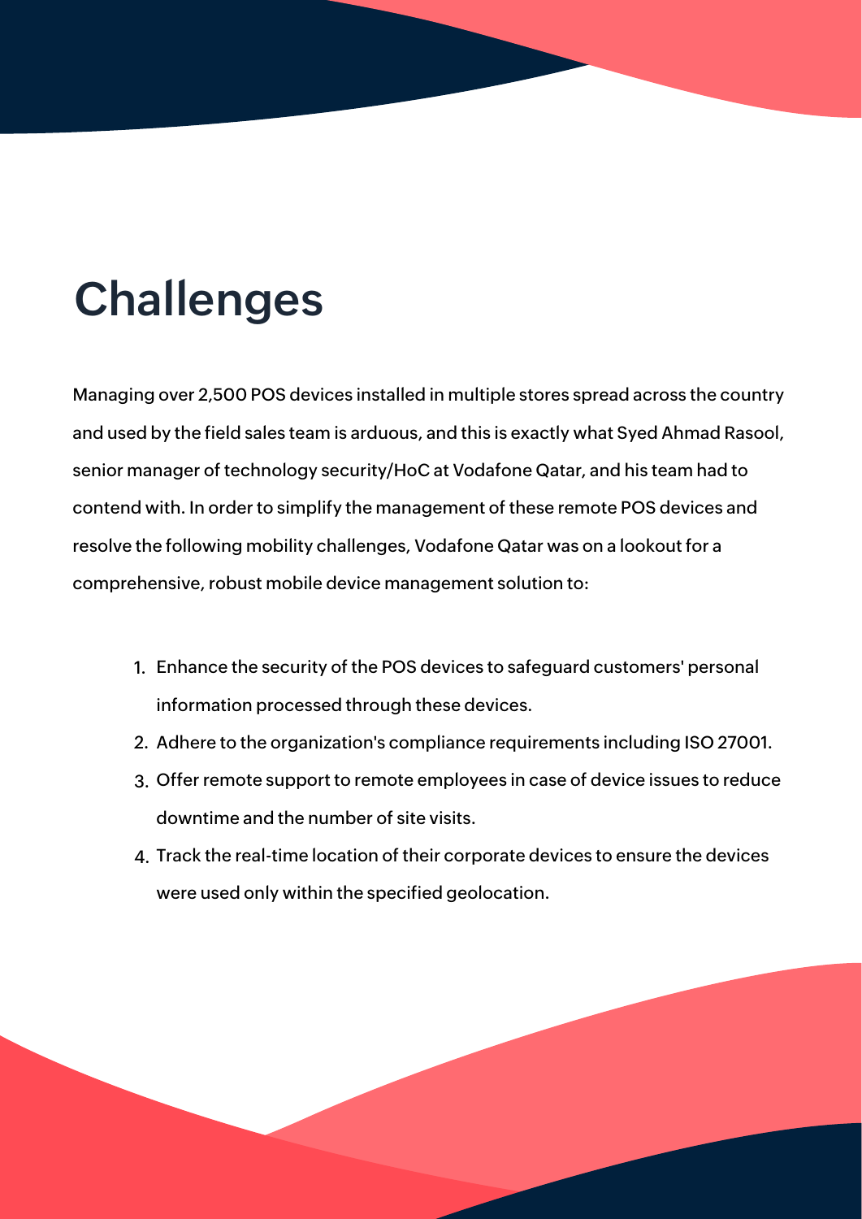# Challenges

Managing over 2,500 POS devices installed in multiple stores spread across the country and used by the field sales team is arduous, and this is exactly what Syed Ahmad Rasool, senior manager of technology security/HoC at Vodafone Qatar, and his team had to contend with. In order to simplify the management of these remote POS devices and resolve the following mobility challenges, Vodafone Qatar was on a lookout for a comprehensive, robust mobile device management solution to:

1. Enhance the security of the POS devices to safeguard customers' personal information processed through these devices.
2. Adhere to the organization's compliance requirements including ISO 27001.
3. Offer remote support to remote employees in case of device issues to reduce downtime and the number of site visits.
4. Track the real-time location of their corporate devices to ensure the devices were used only within the specified geolocation.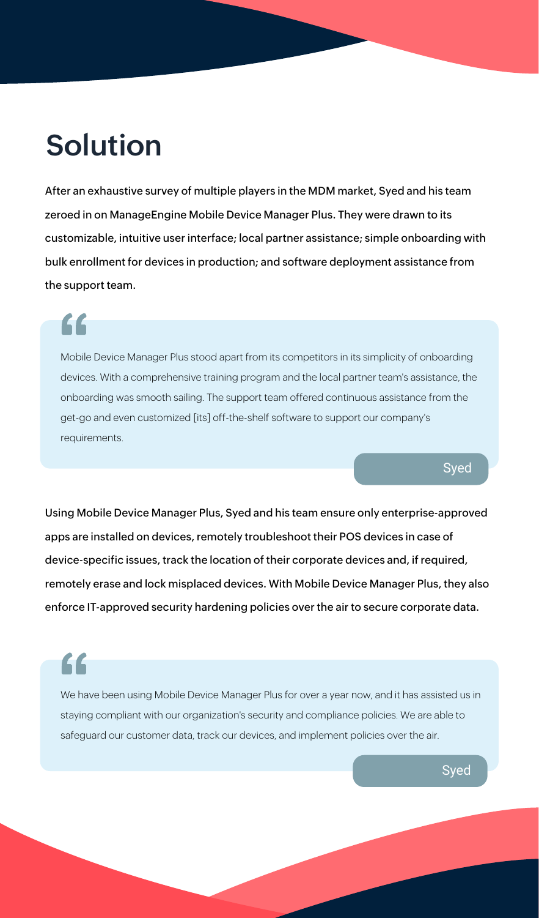# Solution

After an exhaustive survey of multiple players in the MDM market, Syed and his team zeroed in on ManageEngine Mobile Device Manager Plus. They were drawn to its customizable, intuitive user interface; local partner assistance; simple onboarding with bulk enrollment for devices in production; and software deployment assistance from the support team.

> Mobile Device Manager Plus stood apart from its competitors in its simplicity of onboarding devices. With a comprehensive training program and the local partner team's assistance, the onboarding was smooth sailing. The support team offered continuous assistance from the get-go and even customized [its] off-the-shelf software to support our company's requirements.
>
> Syed

Using Mobile Device Manager Plus, Syed and his team ensure only enterprise-approved apps are installed on devices, remotely troubleshoot their POS devices in case of device-specific issues, track the location of their corporate devices and, if required, remotely erase and lock misplaced devices. With Mobile Device Manager Plus, they also enforce IT-approved security hardening policies over the air to secure corporate data.

> We have been using Mobile Device Manager Plus for over a year now, and it has assisted us in staying compliant with our organization's security and compliance policies. We are able to safeguard our customer data, track our devices, and implement policies over the air.
>
> Syed